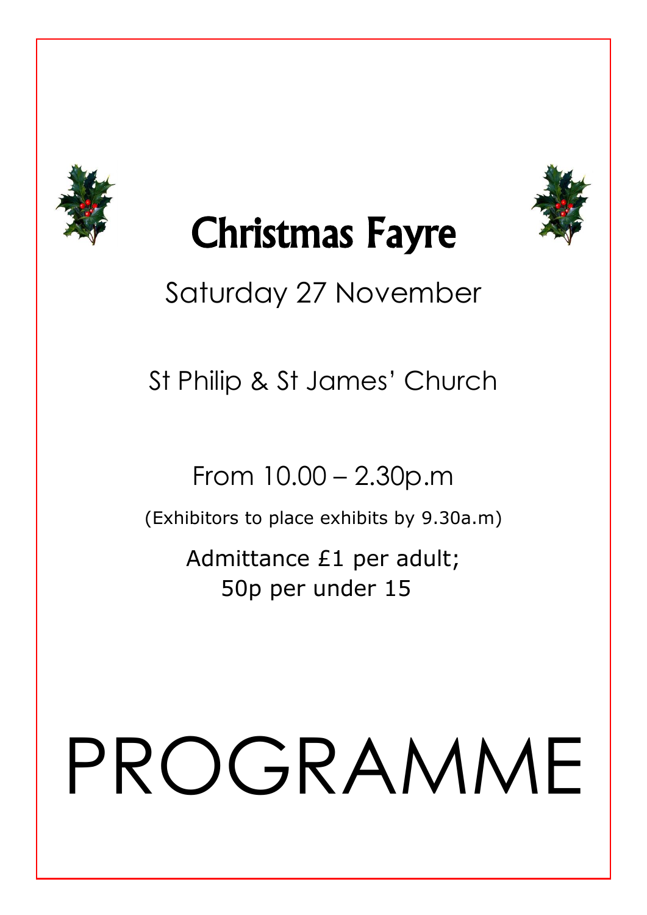# Christmas Fayre

Saturday 27 November

St Philip & St James' Church

From 10.00 – 2.30p.m

(Exhibitors to place exhibits by 9.30a.m)

Admittance £1 per adult;
50p per under 15

# PROGRAMME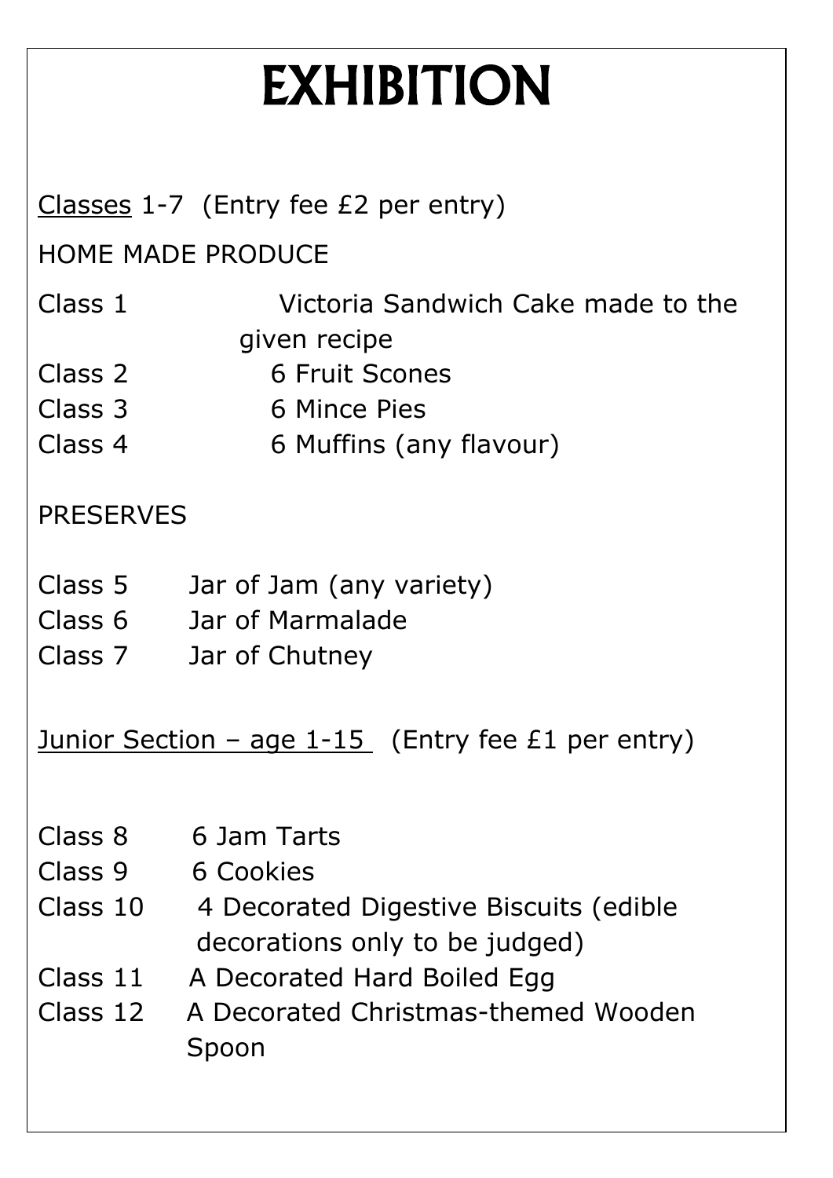# EXHIBITION

<u>Classes</u> 1-7 (Entry fee £2 per entry)

HOME MADE PRODUCE

Class 1 Victoria Sandwich Cake made to the given recipe
Class 2 6 Fruit Scones
Class 3 6 Mince Pies
Class 4 6 Muffins (any flavour)

PRESERVES

Class 5 Jar of Jam (any variety)
Class 6 Jar of Marmalade
Class 7 Jar of Chutney

<u>Junior Section – age 1-15</u> (Entry fee £1 per entry)

Class 8 6 Jam Tarts
Class 9 6 Cookies
Class 10 4 Decorated Digestive Biscuits (edible decorations only to be judged)
Class 11 A Decorated Hard Boiled Egg
Class 12 A Decorated Christmas-themed Wooden Spoon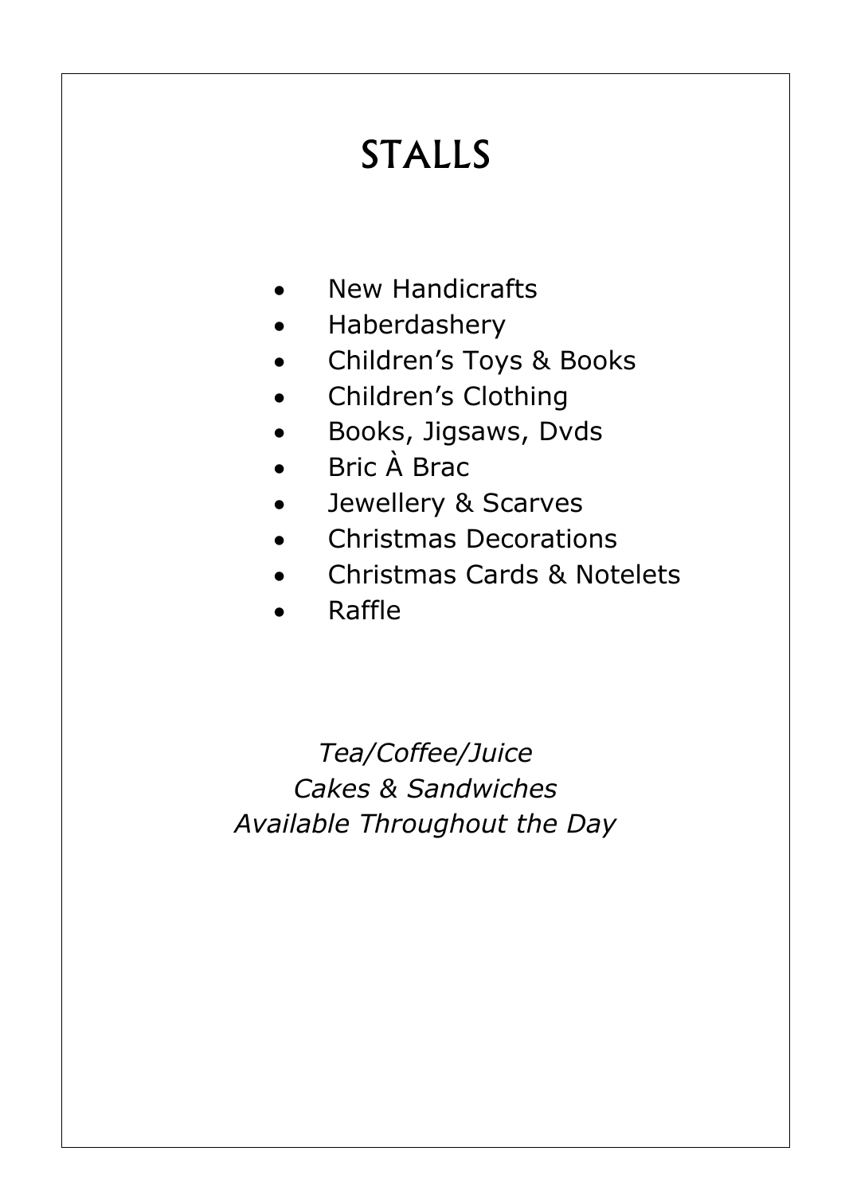# STALLS

- New Handicrafts
- Haberdashery
- Children's Toys & Books
- Children's Clothing
- Books, Jigsaws, Dvds
- Bric À Brac
- Jewellery & Scarves
- Christmas Decorations
- Christmas Cards & Notelets
- Raffle

*Tea/Coffee/Juice*
*Cakes & Sandwiches*
*Available Throughout the Day*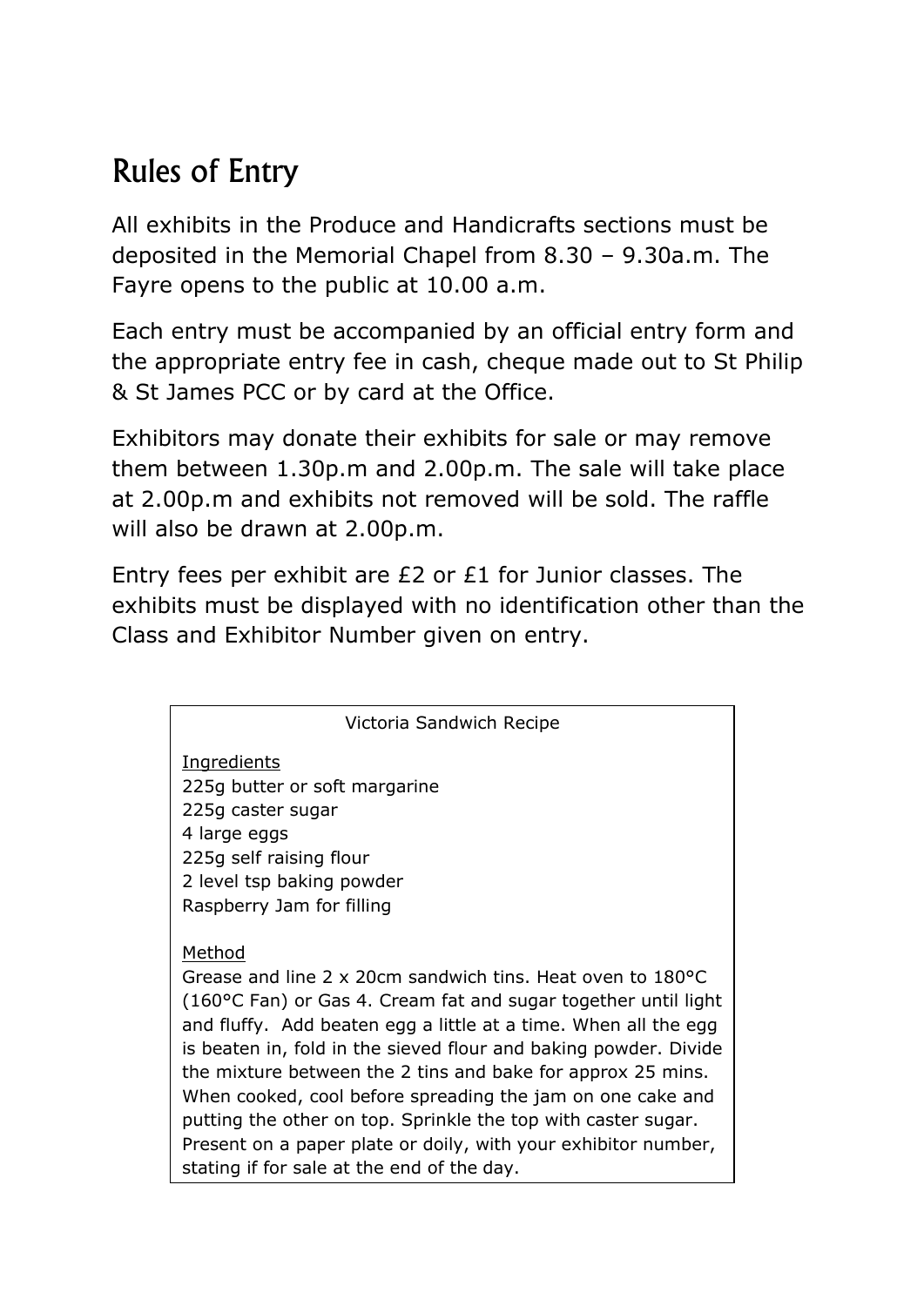# Rules of Entry

All exhibits in the Produce and Handicrafts sections must be deposited in the Memorial Chapel from 8.30 – 9.30a.m. The Fayre opens to the public at 10.00 a.m.

Each entry must be accompanied by an official entry form and the appropriate entry fee in cash, cheque made out to St Philip & St James PCC or by card at the Office.

Exhibitors may donate their exhibits for sale or may remove them between 1.30p.m and 2.00p.m. The sale will take place at 2.00p.m and exhibits not removed will be sold. The raffle will also be drawn at 2.00p.m.

Entry fees per exhibit are £2 or £1 for Junior classes. The exhibits must be displayed with no identification other than the Class and Exhibitor Number given on entry.

Victoria Sandwich Recipe

Ingredients

225g butter or soft margarine
225g caster sugar
4 large eggs
225g self raising flour
2 level tsp baking powder
Raspberry Jam for filling

Method

Grease and line 2 x 20cm sandwich tins. Heat oven to 180°C (160°C Fan) or Gas 4. Cream fat and sugar together until light and fluffy. Add beaten egg a little at a time. When all the egg is beaten in, fold in the sieved flour and baking powder. Divide the mixture between the 2 tins and bake for approx 25 mins. When cooked, cool before spreading the jam on one cake and putting the other on top. Sprinkle the top with caster sugar. Present on a paper plate or doily, with your exhibitor number, stating if for sale at the end of the day.